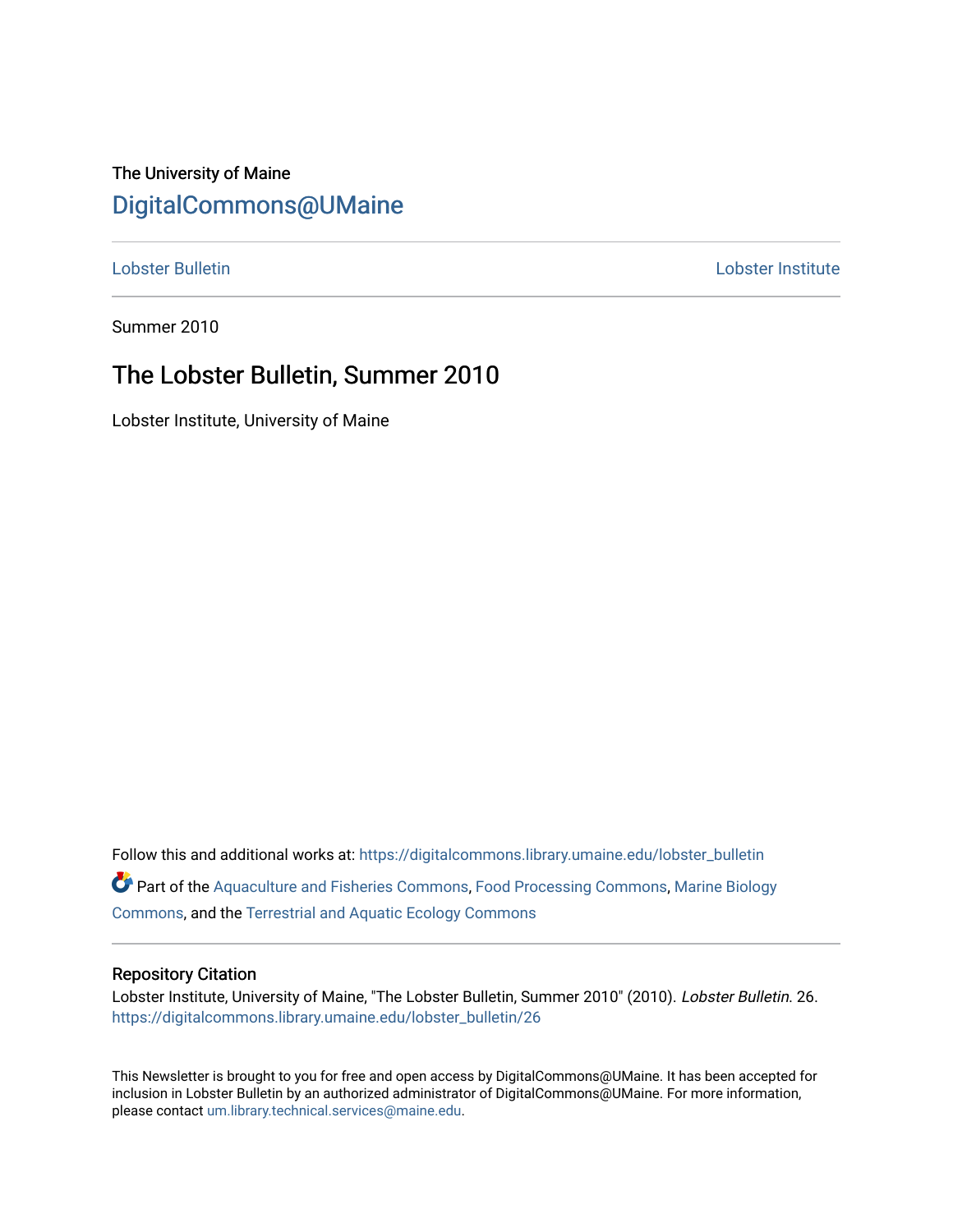The University of Maine

DigitalCommons@UMaine

Lobster Bulletin | Lobster Institute

Summer 2010

# The Lobster Bulletin, Summer 2010

Lobster Institute, University of Maine

Follow this and additional works at: https://digitalcommons.library.umaine.edu/lobster_bulletin

Part of the Aquaculture and Fisheries Commons, Food Processing Commons, Marine Biology Commons, and the Terrestrial and Aquatic Ecology Commons

## Repository Citation

Lobster Institute, University of Maine, "The Lobster Bulletin, Summer 2010" (2010). *Lobster Bulletin*. 26.
https://digitalcommons.library.umaine.edu/lobster_bulletin/26

This Newsletter is brought to you for free and open access by DigitalCommons@UMaine. It has been accepted for inclusion in Lobster Bulletin by an authorized administrator of DigitalCommons@UMaine. For more information, please contact um.library.technical.services@maine.edu.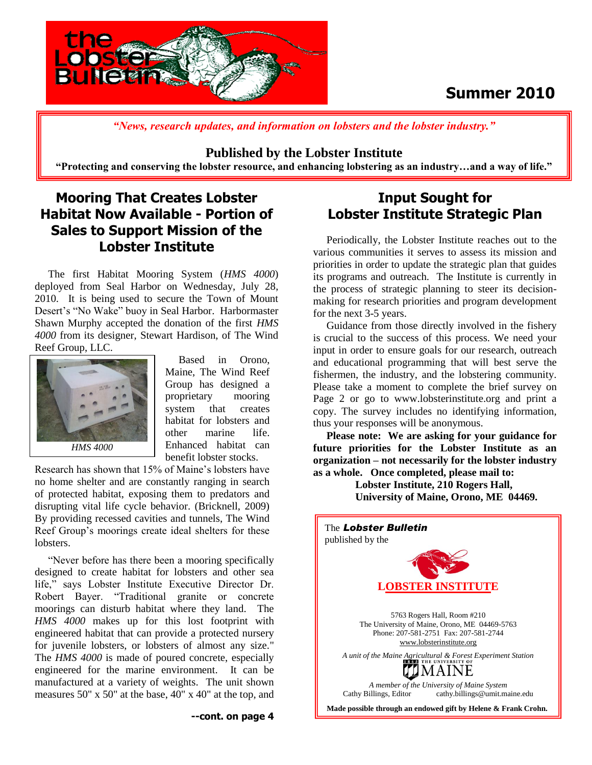# the Lobster Bulletin

**Summer 2010**

*"News, research updates, and information on lobsters and the lobster industry."*

**Published by the Lobster Institute**

**"Protecting and conserving the lobster resource, and enhancing lobstering as an industry…and a way of life."**

## Mooring That Creates Lobster Habitat Now Available - Portion of Sales to Support Mission of the Lobster Institute

The first Habitat Mooring System (*HMS 4000*) deployed from Seal Harbor on Wednesday, July 28, 2010. It is being used to secure the Town of Mount Desert's "No Wake" buoy in Seal Harbor. Harbormaster Shawn Murphy accepted the donation of the first *HMS 4000* from its designer, Stewart Hardison, of The Wind Reef Group, LLC.

*HMS 4000*

Based in Orono, Maine, The Wind Reef Group has designed a proprietary mooring system that creates habitat for lobsters and other marine life. Enhanced habitat can benefit lobster stocks. Research has shown that 15% of Maine's lobsters have no home shelter and are constantly ranging in search of protected habitat, exposing them to predators and disrupting vital life cycle behavior. (Bricknell, 2009) By providing recessed cavities and tunnels, The Wind Reef Group's moorings create ideal shelters for these lobsters.

"Never before has there been a mooring specifically designed to create habitat for lobsters and other sea life," says Lobster Institute Executive Director Dr. Robert Bayer. "Traditional granite or concrete moorings can disturb habitat where they land. The *HMS 4000* makes up for this lost footprint with engineered habitat that can provide a protected nursery for juvenile lobsters, or lobsters of almost any size." The *HMS 4000* is made of poured concrete, especially engineered for the marine environment. It can be manufactured at a variety of weights. The unit shown measures 50" x 50" at the base, 40" x 40" at the top, and

**--cont. on page 4**

## Input Sought for Lobster Institute Strategic Plan

Periodically, the Lobster Institute reaches out to the various communities it serves to assess its mission and priorities in order to update the strategic plan that guides its programs and outreach. The Institute is currently in the process of strategic planning to steer its decision-making for research priorities and program development for the next 3-5 years.

Guidance from those directly involved in the fishery is crucial to the success of this process. We need your input in order to ensure goals for our research, outreach and educational programming that will best serve the fishermen, the industry, and the lobstering community. Please take a moment to complete the brief survey on Page 2 or go to www.lobsterinstitute.org and print a copy. The survey includes no identifying information, thus your responses will be anonymous.

**Please note: We are asking for your guidance for future priorities for the Lobster Institute as an organization – not necessarily for the lobster industry as a whole. Once completed, please mail to:**

**Lobster Institute, 210 Rogers Hall,**
**University of Maine, Orono, ME 04469.**

The ***Lobster Bulletin*** published by the

**LOBSTER INSTITUTE**

5763 Rogers Hall, Room #210
The University of Maine, Orono, ME 04469-5763
Phone: 207-581-2751 Fax: 207-581-2744
www.lobsterinstitute.org

*A unit of the Maine Agricultural & Forest Experiment Station*

THE UNIVERSITY OF MAINE

*A member of the University of Maine System*

Cathy Billings, Editor cathy.billings@umit.maine.edu

**Made possible through an endowed gift by Helene & Frank Crohn.**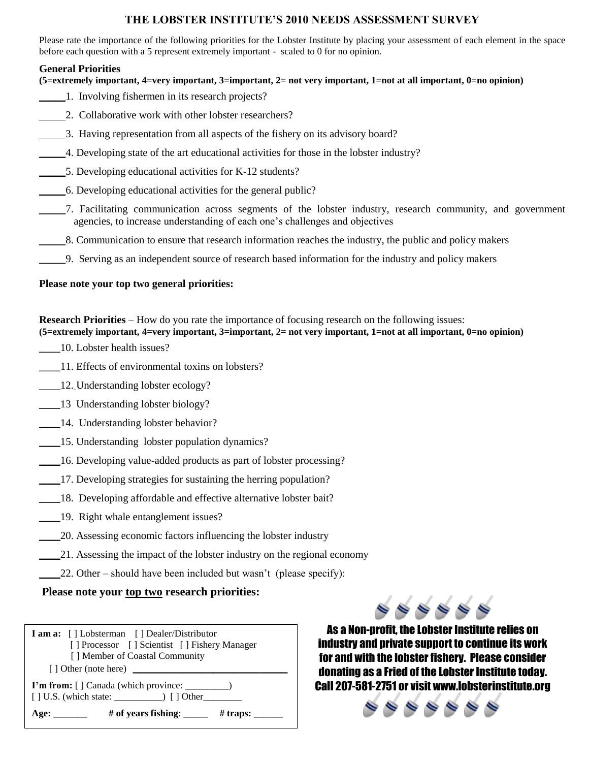# THE LOBSTER INSTITUTE'S 2010 NEEDS ASSESSMENT SURVEY

Please rate the importance of the following priorities for the Lobster Institute by placing your assessment of each element in the space before each question with a 5 represent extremely important - scaled to 0 for no opinion.

## General Priorities

**(5=extremely important, 4=very important, 3=important, 2= not very important, 1=not at all important, 0=no opinion)**

_____1. Involving fishermen in its research projects?

_____2. Collaborative work with other lobster researchers?

_____3. Having representation from all aspects of the fishery on its advisory board?

_____4. Developing state of the art educational activities for those in the lobster industry?

_____5. Developing educational activities for K-12 students?

_____6. Developing educational activities for the general public?

_____7. Facilitating communication across segments of the lobster industry, research community, and government agencies, to increase understanding of each one's challenges and objectives

_____8. Communication to ensure that research information reaches the industry, the public and policy makers

_____9. Serving as an independent source of research based information for the industry and policy makers

**Please note your top two general priorities:**

**Research Priorities** – How do you rate the importance of focusing research on the following issues:
**(5=extremely important, 4=very important, 3=important, 2= not very important, 1=not at all important, 0=no opinion)**

____10. Lobster health issues?

____11. Effects of environmental toxins on lobsters?

____12. Understanding lobster ecology?

____13 Understanding lobster biology?

____14. Understanding lobster behavior?

____15. Understanding lobster population dynamics?

____16. Developing value-added products as part of lobster processing?

____17. Developing strategies for sustaining the herring population?

____18. Developing affordable and effective alternative lobster bait?

____19. Right whale entanglement issues?

____20. Assessing economic factors influencing the lobster industry

____21. Assessing the impact of the lobster industry on the regional economy

____22. Other – should have been included but wasn't (please specify):

**Please note your top two research priorities:**

**I am a:** [ ] Lobsterman [ ] Dealer/Distributor
[ ] Processor [ ] Scientist [ ] Fishery Manager
[ ] Member of Coastal Community
[ ] Other (note here) ______________________________

**I'm from:** [ ] Canada (which province: _________)
[ ] U.S. (which state: __________) [ ] Other________

**Age:** _______ **# of years fishing**: _____ **# traps:** ______

**As a Non-profit, the Lobster Institute relies on industry and private support to continue its work for and with the lobster fishery. Please consider donating as a Fried of the Lobster Institute today. Call 207-581-2751 or visit www.lobsterinstitute.org**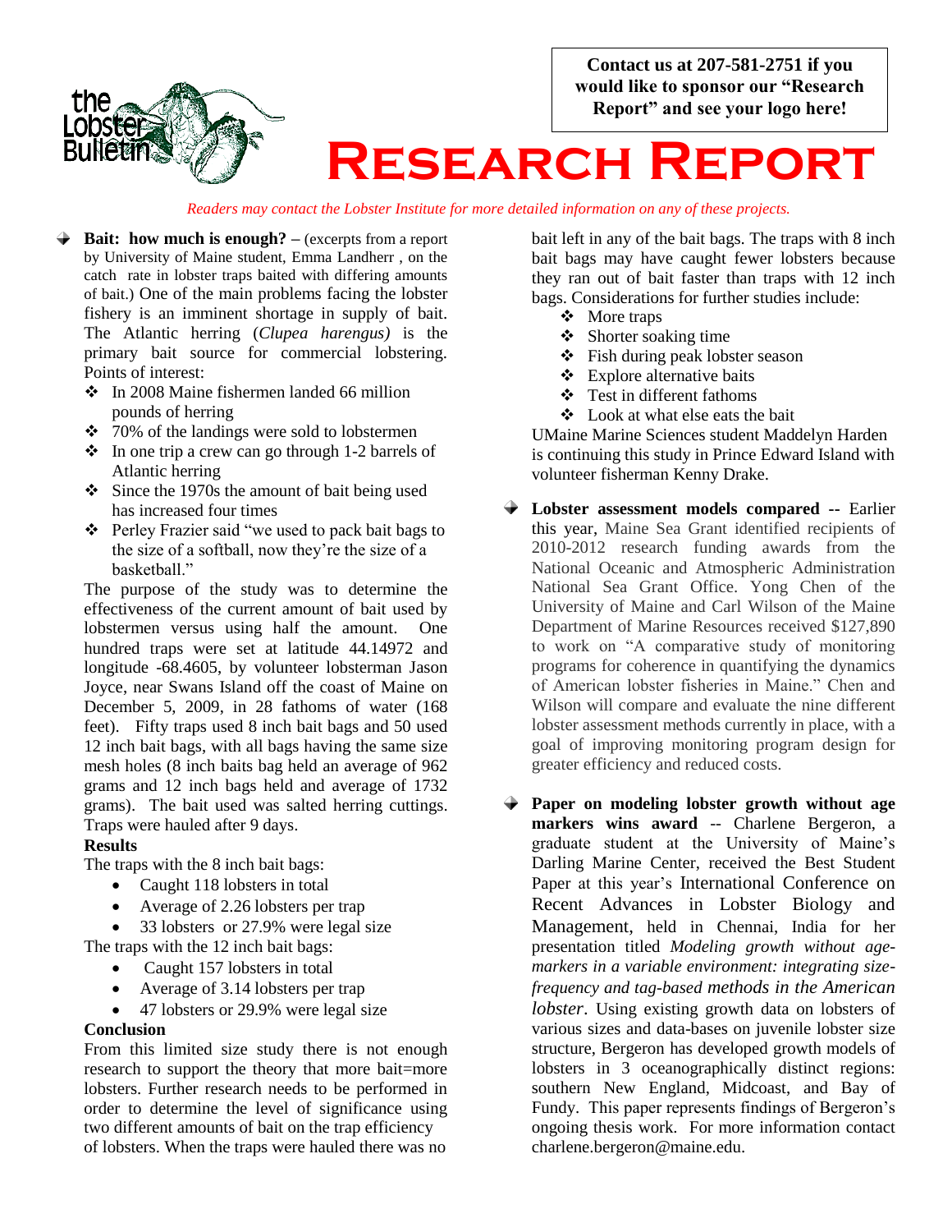Contact us at 207-581-2751 if you would like to sponsor our "Research Report" and see your logo here!

# Research Report

*Readers may contact the Lobster Institute for more detailed information on any of these projects.*

- **Bait: how much is enough?** – (excerpts from a report by University of Maine student, Emma Landherr , on the catch rate in lobster traps baited with differing amounts of bait.) One of the main problems facing the lobster fishery is an imminent shortage in supply of bait. The Atlantic herring (*Clupea harengus)* is the primary bait source for commercial lobstering. Points of interest:
  - In 2008 Maine fishermen landed 66 million pounds of herring
  - 70% of the landings were sold to lobstermen
  - In one trip a crew can go through 1-2 barrels of Atlantic herring
  - Since the 1970s the amount of bait being used has increased four times
  - Perley Frazier said "we used to pack bait bags to the size of a softball, now they're the size of a basketball."

  The purpose of the study was to determine the effectiveness of the current amount of bait used by lobstermen versus using half the amount. One hundred traps were set at latitude 44.14972 and longitude -68.4605, by volunteer lobsterman Jason Joyce, near Swans Island off the coast of Maine on December 5, 2009, in 28 fathoms of water (168 feet). Fifty traps used 8 inch bait bags and 50 used 12 inch bait bags, with all bags having the same size mesh holes (8 inch baits bag held an average of 962 grams and 12 inch bags held and average of 1732 grams). The bait used was salted herring cuttings. Traps were hauled after 9 days.

  **Results**

  The traps with the 8 inch bait bags:
  - Caught 118 lobsters in total
  - Average of 2.26 lobsters per trap
  - 33 lobsters or 27.9% were legal size

  The traps with the 12 inch bait bags:
  - Caught 157 lobsters in total
  - Average of 3.14 lobsters per trap
  - 47 lobsters or 29.9% were legal size

  **Conclusion**

  From this limited size study there is not enough research to support the theory that more bait=more lobsters. Further research needs to be performed in order to determine the level of significance using two different amounts of bait on the trap efficiency of lobsters. When the traps were hauled there was no bait left in any of the bait bags. The traps with 8 inch bait bags may have caught fewer lobsters because they ran out of bait faster than traps with 12 inch bags. Considerations for further studies include:
  - More traps
  - Shorter soaking time
  - Fish during peak lobster season
  - Explore alternative baits
  - Test in different fathoms
  - Look at what else eats the bait

  UMaine Marine Sciences student Maddelyn Harden is continuing this study in Prince Edward Island with volunteer fisherman Kenny Drake.

- **Lobster assessment models compared** -- Earlier this year, Maine Sea Grant identified recipients of 2010-2012 research funding awards from the National Oceanic and Atmospheric Administration National Sea Grant Office. Yong Chen of the University of Maine and Carl Wilson of the Maine Department of Marine Resources received $127,890 to work on "A comparative study of monitoring programs for coherence in quantifying the dynamics of American lobster fisheries in Maine." Chen and Wilson will compare and evaluate the nine different lobster assessment methods currently in place, with a goal of improving monitoring program design for greater efficiency and reduced costs.

- **Paper on modeling lobster growth without age markers wins award** -- Charlene Bergeron, a graduate student at the University of Maine's Darling Marine Center, received the Best Student Paper at this year's International Conference on Recent Advances in Lobster Biology and Management, held in Chennai, India for her presentation titled *Modeling growth without age-markers in a variable environment: integrating size-frequency and tag-based methods in the American lobster*. Using existing growth data on lobsters of various sizes and data-bases on juvenile lobster size structure, Bergeron has developed growth models of lobsters in 3 oceanographically distinct regions: southern New England, Midcoast, and Bay of Fundy. This paper represents findings of Bergeron's ongoing thesis work. For more information contact charlene.bergeron@maine.edu.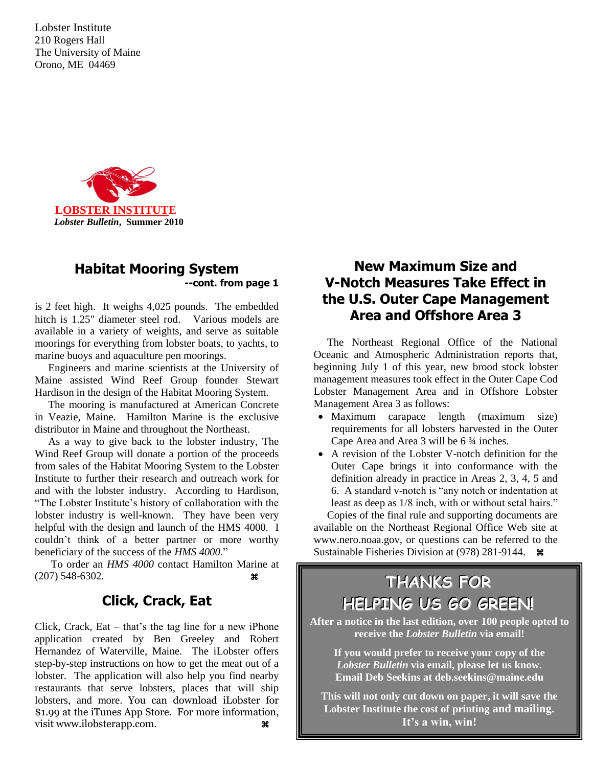Lobster Institute
210 Rogers Hall
The University of Maine
Orono, ME 04469

**LOBSTER INSTITUTE**
***Lobster Bulletin*, Summer 2010**

## Habitat Mooring System

**--cont. from page 1**

is 2 feet high. It weighs 4,025 pounds. The embedded hitch is 1.25" diameter steel rod. Various models are available in a variety of weights, and serve as suitable moorings for everything from lobster boats, to yachts, to marine buoys and aquaculture pen moorings.

Engineers and marine scientists at the University of Maine assisted Wind Reef Group founder Stewart Hardison in the design of the Habitat Mooring System.

The mooring is manufactured at American Concrete in Veazie, Maine. Hamilton Marine is the exclusive distributor in Maine and throughout the Northeast.

As a way to give back to the lobster industry, The Wind Reef Group will donate a portion of the proceeds from sales of the Habitat Mooring System to the Lobster Institute to further their research and outreach work for and with the lobster industry. According to Hardison, "The Lobster Institute's history of collaboration with the lobster industry is well-known. They have been very helpful with the design and launch of the HMS 4000. I couldn't think of a better partner or more worthy beneficiary of the success of the *HMS 4000*."

To order an *HMS 4000* contact Hamilton Marine at (207) 548-6302. ⌘

## Click, Crack, Eat

Click, Crack, Eat – that's the tag line for a new iPhone application created by Ben Greeley and Robert Hernandez of Waterville, Maine. The iLobster offers step-by-step instructions on how to get the meat out of a lobster. The application will also help you find nearby restaurants that serve lobsters, places that will ship lobsters, and more. You can download iLobster for $1.99 at the iTunes App Store. For more information, visit www.ilobsterapp.com. ⌘

## New Maximum Size and V-Notch Measures Take Effect in the U.S. Outer Cape Management Area and Offshore Area 3

The Northeast Regional Office of the National Oceanic and Atmospheric Administration reports that, beginning July 1 of this year, new brood stock lobster management measures took effect in the Outer Cape Cod Lobster Management Area and in Offshore Lobster Management Area 3 as follows:

- Maximum carapace length (maximum size) requirements for all lobsters harvested in the Outer Cape Area and Area 3 will be 6 ¾ inches.
- A revision of the Lobster V-notch definition for the Outer Cape brings it into conformance with the definition already in practice in Areas 2, 3, 4, 5 and 6. A standard v-notch is "any notch or indentation at least as deep as 1/8 inch, with or without setal hairs."

Copies of the final rule and supporting documents are available on the Northeast Regional Office Web site at www.nero.noaa.gov, or questions can be referred to the Sustainable Fisheries Division at (978) 281-9144. ⌘

## THANKS FOR HELPING US GO GREEN!

**After a notice in the last edition, over 100 people opted to receive the *Lobster Bulletin* via email!**

**If you would prefer to receive your copy of the *Lobster Bulletin* via email, please let us know. Email Deb Seekins at deb.seekins@maine.edu**

**This will not only cut down on paper, it will save the Lobster Institute the cost of printing and mailing. It's a win, win!**